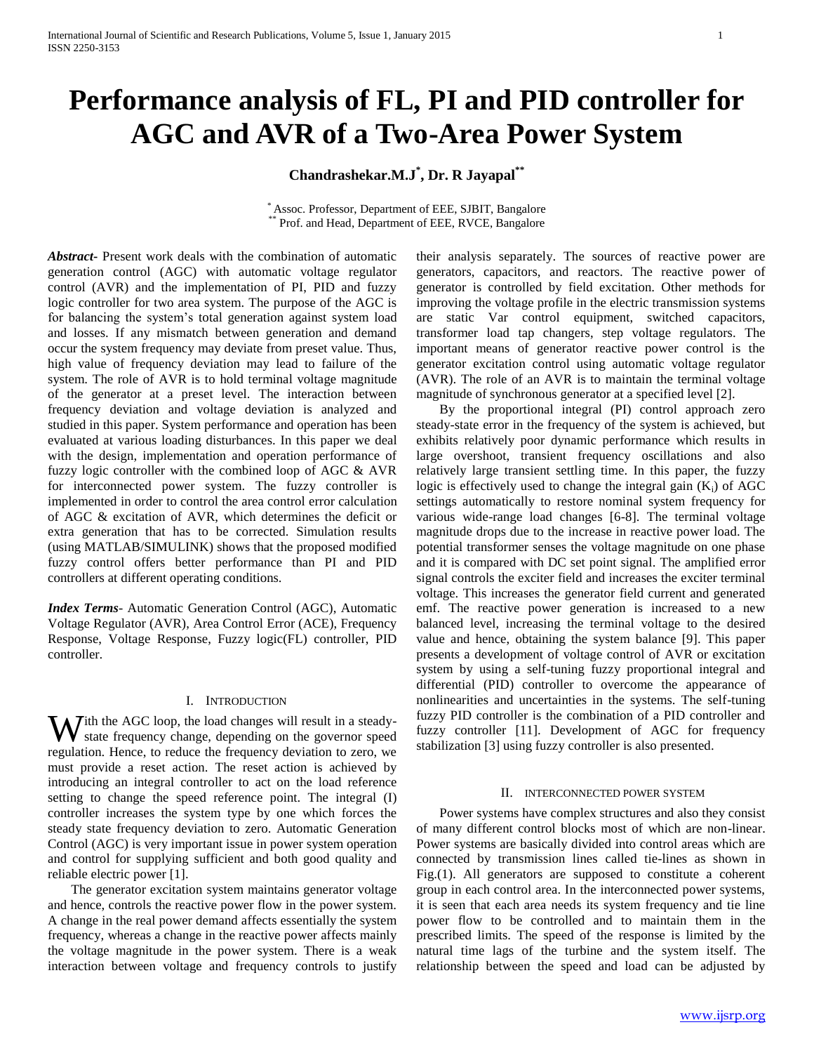# Performance analysis of FL, PI and PID controller for AGC and AVR of a Two-Area Power System

**Chandrashekar.M.J[*], Dr. R Jayapal[**]**

[*] Assoc. Professor, Department of EEE, SJBIT, Bangalore
[**] Prof. and Head, Department of EEE, RVCE, Bangalore

***Abstract-*** Present work deals with the combination of automatic generation control (AGC) with automatic voltage regulator control (AVR) and the implementation of PI, PID and fuzzy logic controller for two area system. The purpose of the AGC is for balancing the system's total generation against system load and losses. If any mismatch between generation and demand occur the system frequency may deviate from preset value. Thus, high value of frequency deviation may lead to failure of the system. The role of AVR is to hold terminal voltage magnitude of the generator at a preset level. The interaction between frequency deviation and voltage deviation is analyzed and studied in this paper. System performance and operation has been evaluated at various loading disturbances. In this paper we deal with the design, implementation and operation performance of fuzzy logic controller with the combined loop of AGC & AVR for interconnected power system. The fuzzy controller is implemented in order to control the area control error calculation of AGC & excitation of AVR, which determines the deficit or extra generation that has to be corrected. Simulation results (using MATLAB/SIMULINK) shows that the proposed modified fuzzy control offers better performance than PI and PID controllers at different operating conditions.

***Index Terms*-** Automatic Generation Control (AGC), Automatic Voltage Regulator (AVR), Area Control Error (ACE), Frequency Response, Voltage Response, Fuzzy logic(FL) controller, PID controller.

## I. Introduction

With the AGC loop, the load changes will result in a steady-state frequency change, depending on the governor speed regulation. Hence, to reduce the frequency deviation to zero, we must provide a reset action. The reset action is achieved by introducing an integral controller to act on the load reference setting to change the speed reference point. The integral (I) controller increases the system type by one which forces the steady state frequency deviation to zero. Automatic Generation Control (AGC) is very important issue in power system operation and control for supplying sufficient and both good quality and reliable electric power [1].

The generator excitation system maintains generator voltage and hence, controls the reactive power flow in the power system. A change in the real power demand affects essentially the system frequency, whereas a change in the reactive power affects mainly the voltage magnitude in the power system. There is a weak interaction between voltage and frequency controls to justify their analysis separately. The sources of reactive power are generators, capacitors, and reactors. The reactive power of generator is controlled by field excitation. Other methods for improving the voltage profile in the electric transmission systems are static Var control equipment, switched capacitors, transformer load tap changers, step voltage regulators. The important means of generator reactive power control is the generator excitation control using automatic voltage regulator (AVR). The role of an AVR is to maintain the terminal voltage magnitude of synchronous generator at a specified level [2].

By the proportional integral (PI) control approach zero steady-state error in the frequency of the system is achieved, but exhibits relatively poor dynamic performance which results in large overshoot, transient frequency oscillations and also relatively large transient settling time. In this paper, the fuzzy logic is effectively used to change the integral gain ($K_i$) of AGC settings automatically to restore nominal system frequency for various wide-range load changes [6-8]. The terminal voltage magnitude drops due to the increase in reactive power load. The potential transformer senses the voltage magnitude on one phase and it is compared with DC set point signal. The amplified error signal controls the exciter field and increases the exciter terminal voltage. This increases the generator field current and generated emf. The reactive power generation is increased to a new balanced level, increasing the terminal voltage to the desired value and hence, obtaining the system balance [9]. This paper presents a development of voltage control of AVR or excitation system by using a self-tuning fuzzy proportional integral and differential (PID) controller to overcome the appearance of nonlinearities and uncertainties in the systems. The self-tuning fuzzy PID controller is the combination of a PID controller and fuzzy controller [11]. Development of AGC for frequency stabilization [3] using fuzzy controller is also presented.

## II. Interconnected Power System

Power systems have complex structures and also they consist of many different control blocks most of which are non-linear. Power systems are basically divided into control areas which are connected by transmission lines called tie-lines as shown in Fig.(1). All generators are supposed to constitute a coherent group in each control area. In the interconnected power systems, it is seen that each area needs its system frequency and tie line power flow to be controlled and to maintain them in the prescribed limits. The speed of the response is limited by the natural time lags of the turbine and the system itself. The relationship between the speed and load can be adjusted by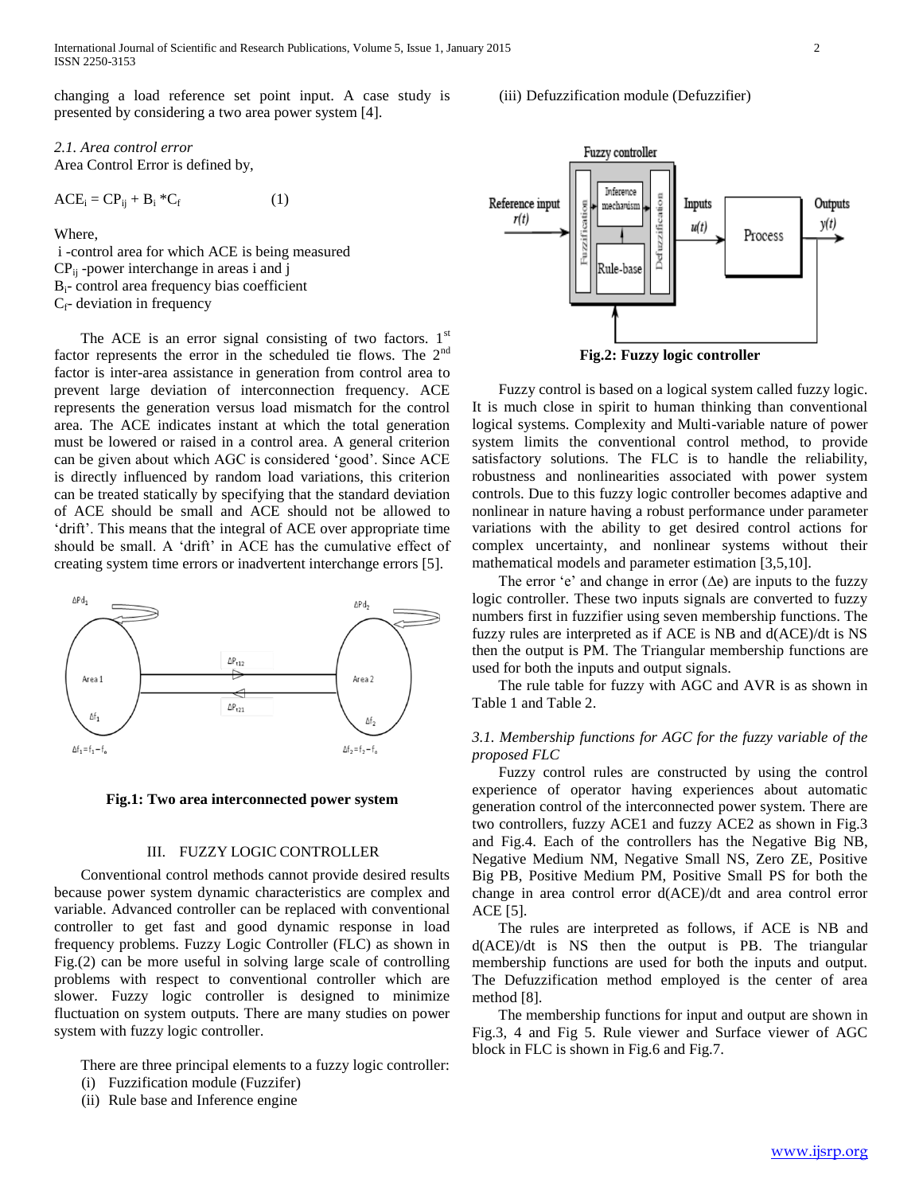changing a load reference set point input. A case study is presented by considering a two area power system [4].

*2.1. Area control error*

Area Control Error is defined by,

$$ACE_i = CP_{ij} + B_i * C_f \qquad (1)$$

Where,

i -control area for which ACE is being measured
$CP_{ij}$ -power interchange in areas i and j
$B_i$- control area frequency bias coefficient
$C_f$- deviation in frequency

The ACE is an error signal consisting of two factors. 1st factor represents the error in the scheduled tie flows. The 2nd factor is inter-area assistance in generation from control area to prevent large deviation of interconnection frequency. ACE represents the generation versus load mismatch for the control area. The ACE indicates instant at which the total generation must be lowered or raised in a control area. A general criterion can be given about which AGC is considered 'good'. Since ACE is directly influenced by random load variations, this criterion can be treated statically by specifying that the standard deviation of ACE should be small and ACE should not be allowed to 'drift'. This means that the integral of ACE over appropriate time should be small. A 'drift' in ACE has the cumulative effect of creating system time errors or inadvertent interchange errors [5].

**Fig.1: Two area interconnected power system**

## III. FUZZY LOGIC CONTROLLER

Conventional control methods cannot provide desired results because power system dynamic characteristics are complex and variable. Advanced controller can be replaced with conventional controller to get fast and good dynamic response in load frequency problems. Fuzzy Logic Controller (FLC) as shown in Fig.(2) can be more useful in solving large scale of controlling problems with respect to conventional controller which are slower. Fuzzy logic controller is designed to minimize fluctuation on system outputs. There are many studies on power system with fuzzy logic controller.

There are three principal elements to a fuzzy logic controller:

(i) Fuzzification module (Fuzzifer)
(ii) Rule base and Inference engine
(iii) Defuzzification module (Defuzzifier)

**Fig.2: Fuzzy logic controller**

Fuzzy control is based on a logical system called fuzzy logic. It is much close in spirit to human thinking than conventional logical systems. Complexity and Multi-variable nature of power system limits the conventional control method, to provide satisfactory solutions. The FLC is to handle the reliability, robustness and nonlinearities associated with power system controls. Due to this fuzzy logic controller becomes adaptive and nonlinear in nature having a robust performance under parameter variations with the ability to get desired control actions for complex uncertainty, and nonlinear systems without their mathematical models and parameter estimation [3,5,10].

The error 'e' and change in error ($\Delta$e) are inputs to the fuzzy logic controller. These two inputs signals are converted to fuzzy numbers first in fuzzifier using seven membership functions. The fuzzy rules are interpreted as if ACE is NB and d(ACE)/dt is NS then the output is PM. The Triangular membership functions are used for both the inputs and output signals.

The rule table for fuzzy with AGC and AVR is as shown in Table 1 and Table 2.

*3.1. Membership functions for AGC for the fuzzy variable of the proposed FLC*

Fuzzy control rules are constructed by using the control experience of operator having experiences about automatic generation control of the interconnected power system. There are two controllers, fuzzy ACE1 and fuzzy ACE2 as shown in Fig.3 and Fig.4. Each of the controllers has the Negative Big NB, Negative Medium NM, Negative Small NS, Zero ZE, Positive Big PB, Positive Medium PM, Positive Small PS for both the change in area control error d(ACE)/dt and area control error ACE [5].

The rules are interpreted as follows, if ACE is NB and d(ACE)/dt is NS then the output is PB. The triangular membership functions are used for both the inputs and output. The Defuzzification method employed is the center of area method [8].

The membership functions for input and output are shown in Fig.3, 4 and Fig 5. Rule viewer and Surface viewer of AGC block in FLC is shown in Fig.6 and Fig.7.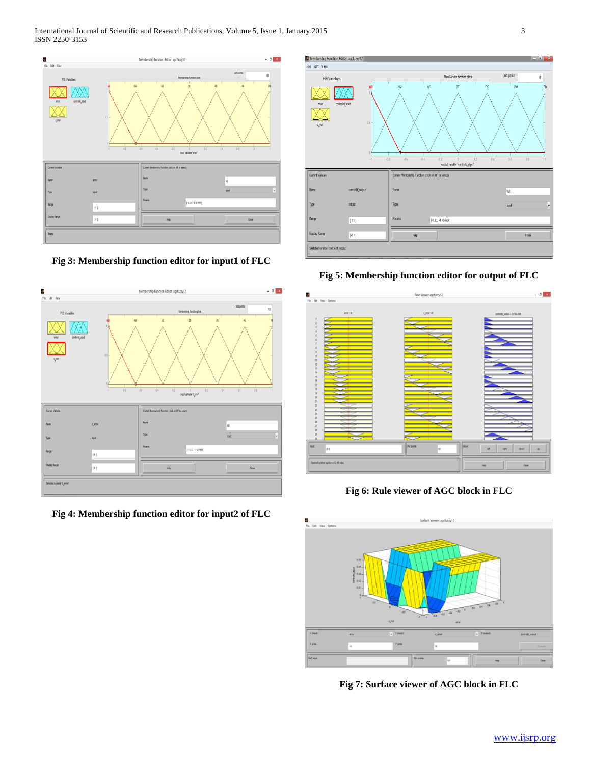Fig 3: Membership function editor for input1 of FLC

Fig 4: Membership function editor for input2 of FLC

Fig 5: Membership function editor for output of FLC

Fig 6: Rule viewer of AGC block in FLC

Fig 7: Surface viewer of AGC block in FLC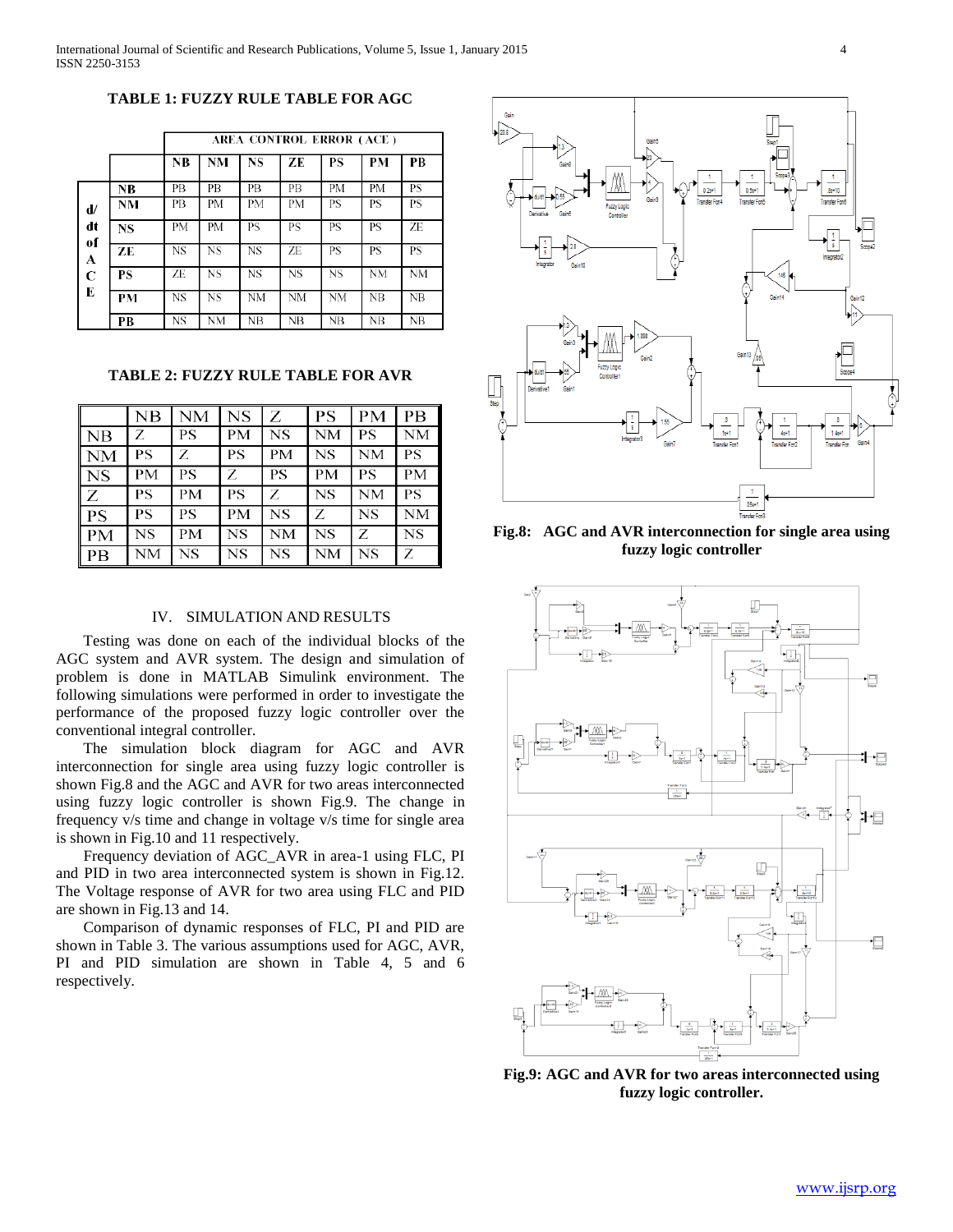**TABLE 1: FUZZY RULE TABLE FOR AGC**

| | | AREA CONTROL ERROR (ACE) | | | | | | |
|---|---|---|---|---|---|---|---|---|
| | | **NB** | **NM** | **NS** | **ZE** | **PS** | **PM** | **PB** |
| d/dt of ACE | **NB** | PB | PB | PB | PB | PM | PM | PS |
| | **NM** | PB | PM | PM | PM | PS | PS | PS |
| | **NS** | PM | PM | PS | PS | PS | PS | ZE |
| | **ZE** | NS | NS | NS | ZE | PS | PS | PS |
| | **PS** | ZE | NS | NS | NS | NS | NM | NM |
| | **PM** | NS | NS | NM | NM | NM | NB | NB |
| | **PB** | NS | NM | NB | NB | NB | NB | NB |

**TABLE 2: FUZZY RULE TABLE FOR AVR**

| | NB | NM | NS | Z | PS | PM | PB |
|---|---|---|---|---|---|---|---|
| NB | Z | PS | PM | NS | NM | PS | NM |
| NM | PS | Z | PS | PM | NS | NM | PS |
| NS | PM | PS | Z | PS | PM | PS | PM |
| Z | PS | PM | PS | Z | NS | NM | PS |
| PS | PS | PS | PM | NS | Z | NS | NM |
| PM | NS | PM | NS | NM | NS | Z | NS |
| PB | NM | NS | NS | NS | NM | NS | Z |

## IV. SIMULATION AND RESULTS

Testing was done on each of the individual blocks of the AGC system and AVR system. The design and simulation of problem is done in MATLAB Simulink environment. The following simulations were performed in order to investigate the performance of the proposed fuzzy logic controller over the conventional integral controller.

The simulation block diagram for AGC and AVR interconnection for single area using fuzzy logic controller is shown Fig.8 and the AGC and AVR for two areas interconnected using fuzzy logic controller is shown Fig.9. The change in frequency v/s time and change in voltage v/s time for single area is shown in Fig.10 and 11 respectively.

Frequency deviation of AGC_AVR in area-1 using FLC, PI and PID in two area interconnected system is shown in Fig.12. The Voltage response of AVR for two area using FLC and PID are shown in Fig.13 and 14.

Comparison of dynamic responses of FLC, PI and PID are shown in Table 3. The various assumptions used for AGC, AVR, PI and PID simulation are shown in Table 4, 5 and 6 respectively.

**Fig.8: AGC and AVR interconnection for single area using fuzzy logic controller**

**Fig.9: AGC and AVR for two areas interconnected using fuzzy logic controller.**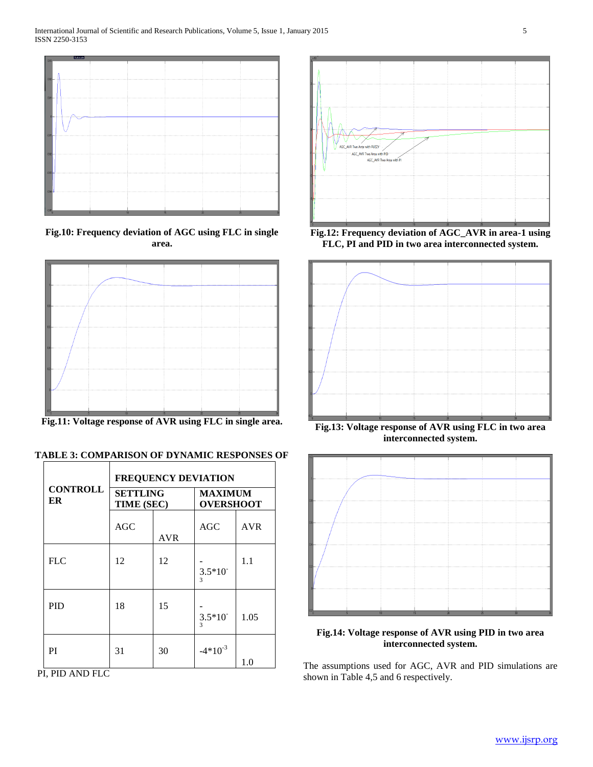Fig.10: Frequency deviation of AGC using FLC in single area.

Fig.11: Voltage response of AVR using FLC in single area.

**TABLE 3: COMPARISON OF DYNAMIC RESPONSES OF PI, PID AND FLC**

| CONTROLLER | FREQUENCY DEVIATION | | | |
|---|---|---|---|---|
| | SETTLING TIME (SEC) | | MAXIMUM OVERSHOOT | |
| | AGC | AVR | AGC | AVR |
| FLC | 12 | 12 | $-3.5*10^{-3}$ | 1.1 |
| PID | 18 | 15 | $-3.5*10^{-3}$ | 1.05 |
| PI | 31 | 30 | $-4*10^{-3}$ | 1.0 |

Fig.12: Frequency deviation of AGC_AVR in area-1 using FLC, PI and PID in two area interconnected system.

Fig.13: Voltage response of AVR using FLC in two area interconnected system.

Fig.14: Voltage response of AVR using PID in two area interconnected system.

The assumptions used for AGC, AVR and PID simulations are shown in Table 4,5 and 6 respectively.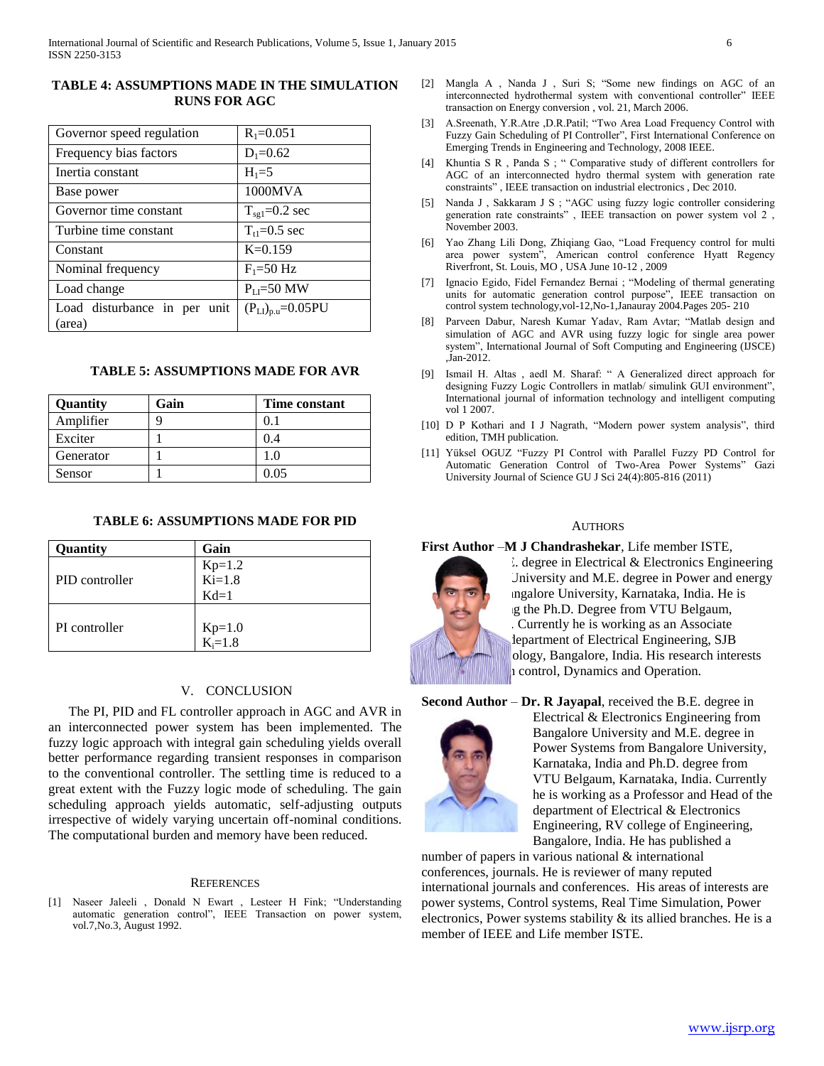**TABLE 4: ASSUMPTIONS MADE IN THE SIMULATION RUNS FOR AGC**

| | |
|---|---|
| Governor speed regulation | $R_1$=0.051 |
| Frequency bias factors | $D_1$=0.62 |
| Inertia constant | $H_1$=5 |
| Base power | 1000MVA |
| Governor time constant | $T_{sg1}$=0.2 sec |
| Turbine time constant | $T_{t1}$=0.5 sec |
| Constant | K=0.159 |
| Nominal frequency | $F_1$=50 Hz |
| Load change | $P_{L1}$=50 MW |
| Load disturbance in per unit (area) | $(P_{L1})_{p.u}$=0.05PU |

**TABLE 5: ASSUMPTIONS MADE FOR AVR**

| Quantity | Gain | Time constant |
|---|---|---|
| Amplifier | 9 | 0.1 |
| Exciter | 1 | 0.4 |
| Generator | 1 | 1.0 |
| Sensor | 1 | 0.05 |

**TABLE 6: ASSUMPTIONS MADE FOR PID**

| Quantity | Gain |
|---|---|
| PID controller | Kp=1.2<br>Ki=1.8<br>Kd=1 |
| PI controller | Kp=1.0<br>$K_i$=1.8 |

## V. Conclusion

The PI, PID and FL controller approach in AGC and AVR in an interconnected power system has been implemented. The fuzzy logic approach with integral gain scheduling yields overall better performance regarding transient responses in comparison to the conventional controller. The settling time is reduced to a great extent with the Fuzzy logic mode of scheduling. The gain scheduling approach yields automatic, self-adjusting outputs irrespective of widely varying uncertain off-nominal conditions. The computational burden and memory have been reduced.

## References

[1] Naseer Jaleeli , Donald N Ewart , Lesteer H Fink; "Understanding automatic generation control", IEEE Transaction on power system, vol.7,No.3, August 1992.

[2] Mangla A , Nanda J , Suri S; "Some new findings on AGC of an interconnected hydrothermal system with conventional controller" IEEE transaction on Energy conversion , vol. 21, March 2006.

[3] A.Sreenath, Y.R.Atre ,D.R.Patil; "Two Area Load Frequency Control with Fuzzy Gain Scheduling of PI Controller", First International Conference on Emerging Trends in Engineering and Technology, 2008 IEEE.

[4] Khuntia S R , Panda S ; " Comparative study of different controllers for AGC of an interconnected hydro thermal system with generation rate constraints" , IEEE transaction on industrial electronics , Dec 2010.

[5] Nanda J , Sakkaram J S ; "AGC using fuzzy logic controller considering generation rate constraints" , IEEE transaction on power system vol 2 , November 2003.

[6] Yao Zhang Lili Dong, Zhiqiang Gao, "Load Frequency control for multi area power system", American control conference Hyatt Regency Riverfront, St. Louis, MO , USA June 10-12 , 2009

[7] Ignacio Egido, Fidel Fernandez Bernai ; "Modeling of thermal generating units for automatic generation control purpose", IEEE transaction on control system technology,vol-12,No-1,Janauray 2004.Pages 205- 210

[8] Parveen Dabur, Naresh Kumar Yadav, Ram Avtar; "Matlab design and simulation of AGC and AVR using fuzzy logic for single area power system", International Journal of Soft Computing and Engineering (IJSCE) ,Jan-2012.

[9] Ismail H. Altas , aedl M. Sharaf: " A Generalized direct approach for designing Fuzzy Logic Controllers in matlab/ simulink GUI environment", International journal of information technology and intelligent computing vol 1 2007.

[10] D P Kothari and I J Nagrath, "Modern power system analysis", third edition, TMH publication.

[11] Yüksel OGUZ "Fuzzy PI Control with Parallel Fuzzy PD Control for Automatic Generation Control of Two-Area Power Systems" Gazi University Journal of Science GU J Sci 24(4):805-816 (2011)

## Authors

**First Author** –**M J Chandrashekar**, Life member ISTE, . degree in Electrical & Electronics Engineering Jniversity and M.E. degree in Power and energy ngalore University, Karnataka, India. He is g the Ph.D. Degree from VTU Belgaum, . Currently he is working as an Associate department of Electrical Engineering, SJB ology, Bangalore, India. His research interests 1 control, Dynamics and Operation.

**Second Author** – **Dr. R Jayapal**, received the B.E. degree in Electrical & Electronics Engineering from Bangalore University and M.E. degree in Power Systems from Bangalore University, Karnataka, India and Ph.D. degree from VTU Belgaum, Karnataka, India. Currently he is working as a Professor and Head of the department of Electrical & Electronics Engineering, RV college of Engineering, Bangalore, India. He has published a number of papers in various national & international conferences, journals. He is reviewer of many reputed international journals and conferences. His areas of interests are power systems, Control systems, Real Time Simulation, Power electronics, Power systems stability & its allied branches. He is a member of IEEE and Life member ISTE.